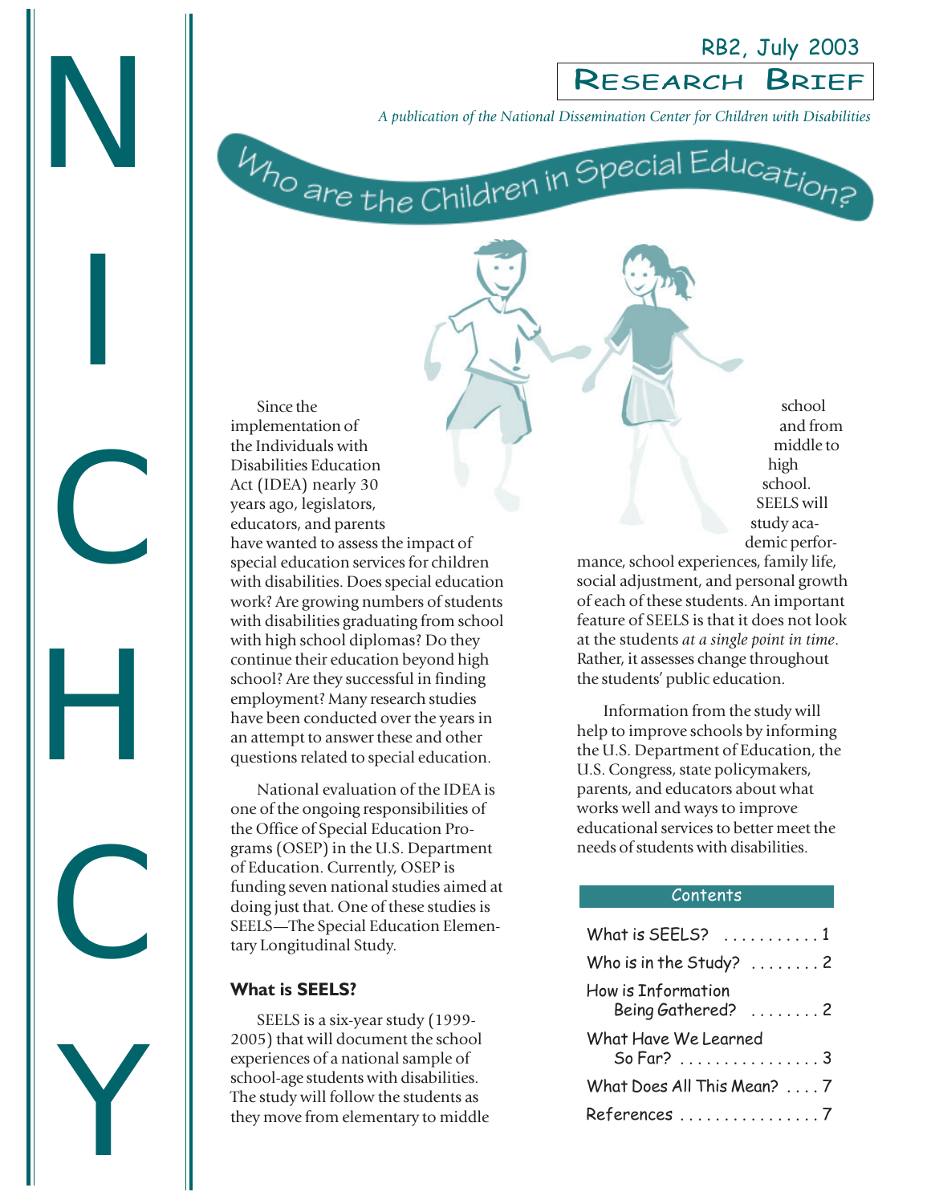RB2, July 2003

**RESEARCH BRIEF**

*A publication of the National Dissemination Center for Children with Disabilities*

NICHCY

# Who are the Children in Special Education?

Since the implementation of the Individuals with Disabilities Education Act (IDEA) nearly 30 years ago, legislators, educators, and parents have wanted to assess the impact of special education services for children with disabilities. Does special education work? Are growing numbers of students with disabilities graduating from school with high school diplomas? Do they continue their education beyond high school? Are they successful in finding employment? Many research studies have been conducted over the years in an attempt to answer these and other questions related to special education.

National evaluation of the IDEA is one of the ongoing responsibilities of the Office of Special Education Programs (OSEP) in the U.S. Department of Education. Currently, OSEP is funding seven national studies aimed at doing just that. One of these studies is SEELS—The Special Education Elementary Longitudinal Study.

## What is SEELS?

SEELS is a six-year study (1999-2005) that will document the school experiences of a national sample of school-age students with disabilities. The study will follow the students as they move from elementary to middle school and from middle to high school. SEELS will study academic performance, school experiences, family life, social adjustment, and personal growth of each of these students. An important feature of SEELS is that it does not look at the students *at a single point in time*. Rather, it assesses change throughout the students' public education.

Information from the study will help to improve schools by informing the U.S. Department of Education, the U.S. Congress, state policymakers, parents, and educators about what works well and ways to improve educational services to better meet the needs of students with disabilities.

**Contents**

- What is SEELS? . . . . . . . . . . . 1
- Who is in the Study? . . . . . . . . 2
- How is Information Being Gathered? . . . . . . . . 2
- What Have We Learned So Far? . . . . . . . . . . . . . . . . 3
- What Does All This Mean? . . . . 7
- References . . . . . . . . . . . . . . . . 7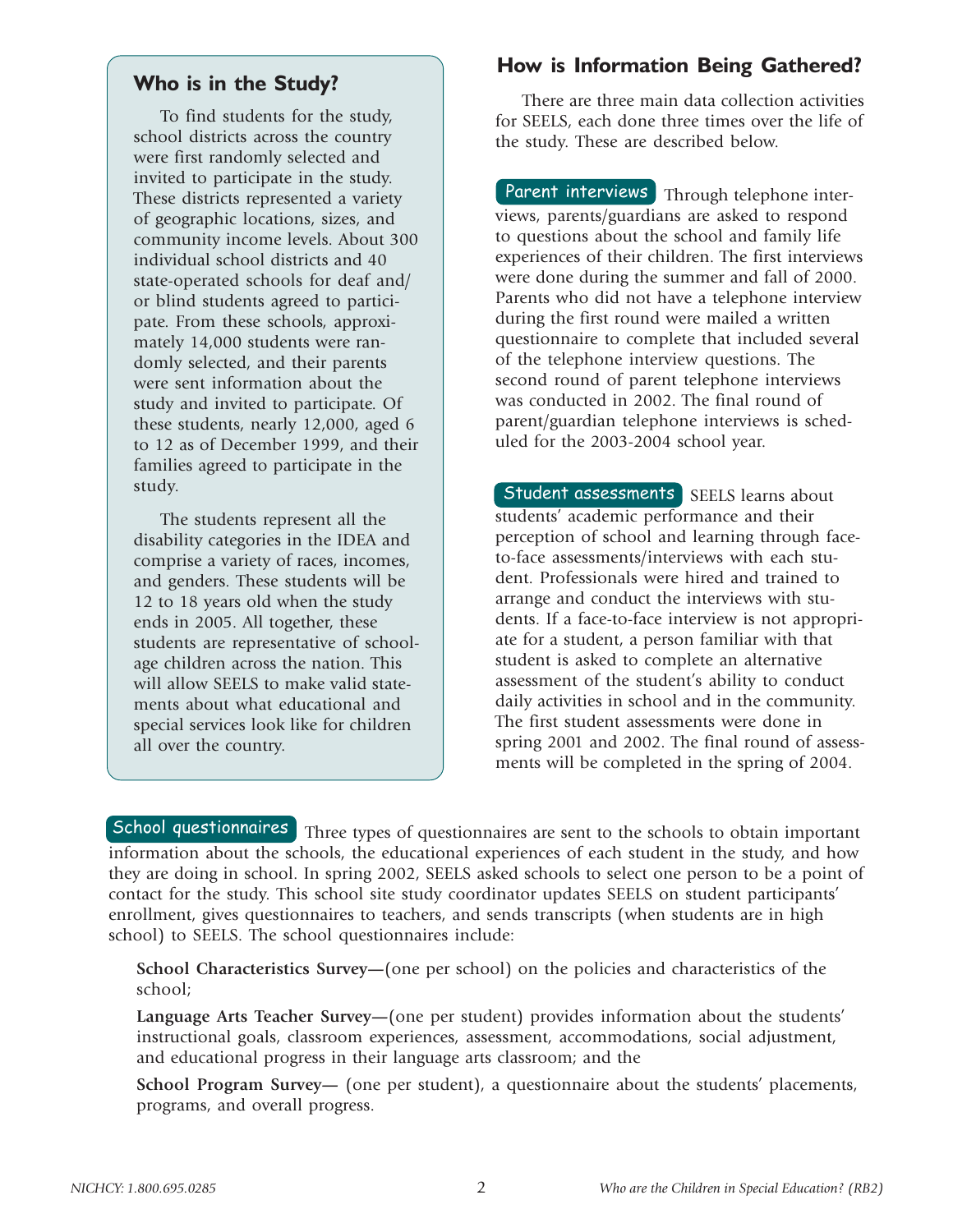## Who is in the Study?

To find students for the study, school districts across the country were first randomly selected and invited to participate in the study. These districts represented a variety of geographic locations, sizes, and community income levels. About 300 individual school districts and 40 state-operated schools for deaf and/or blind students agreed to participate. From these schools, approximately 14,000 students were randomly selected, and their parents were sent information about the study and invited to participate. Of these students, nearly 12,000, aged 6 to 12 as of December 1999, and their families agreed to participate in the study.

The students represent all the disability categories in the IDEA and comprise a variety of races, incomes, and genders. These students will be 12 to 18 years old when the study ends in 2005. All together, these students are representative of school-age children across the nation. This will allow SEELS to make valid statements about what educational and special services look like for children all over the country.

## How is Information Being Gathered?

There are three main data collection activities for SEELS, each done three times over the life of the study. These are described below.

**Parent interviews** Through telephone interviews, parents/guardians are asked to respond to questions about the school and family life experiences of their children. The first interviews were done during the summer and fall of 2000. Parents who did not have a telephone interview during the first round were mailed a written questionnaire to complete that included several of the telephone interview questions. The second round of parent telephone interviews was conducted in 2002. The final round of parent/guardian telephone interviews is scheduled for the 2003-2004 school year.

**Student assessments** SEELS learns about students' academic performance and their perception of school and learning through face-to-face assessments/interviews with each student. Professionals were hired and trained to arrange and conduct the interviews with students. If a face-to-face interview is not appropriate for a student, a person familiar with that student is asked to complete an alternative assessment of the student's ability to conduct daily activities in school and in the community. The first student assessments were done in spring 2001 and 2002. The final round of assessments will be completed in the spring of 2004.

**School questionnaires** Three types of questionnaires are sent to the schools to obtain important information about the schools, the educational experiences of each student in the study, and how they are doing in school. In spring 2002, SEELS asked schools to select one person to be a point of contact for the study. This school site study coordinator updates SEELS on student participants' enrollment, gives questionnaires to teachers, and sends transcripts (when students are in high school) to SEELS. The school questionnaires include:

**School Characteristics Survey—**(one per school) on the policies and characteristics of the school;

**Language Arts Teacher Survey—**(one per student) provides information about the students' instructional goals, classroom experiences, assessment, accommodations, social adjustment, and educational progress in their language arts classroom; and the

**School Program Survey—** (one per student), a questionnaire about the students' placements, programs, and overall progress.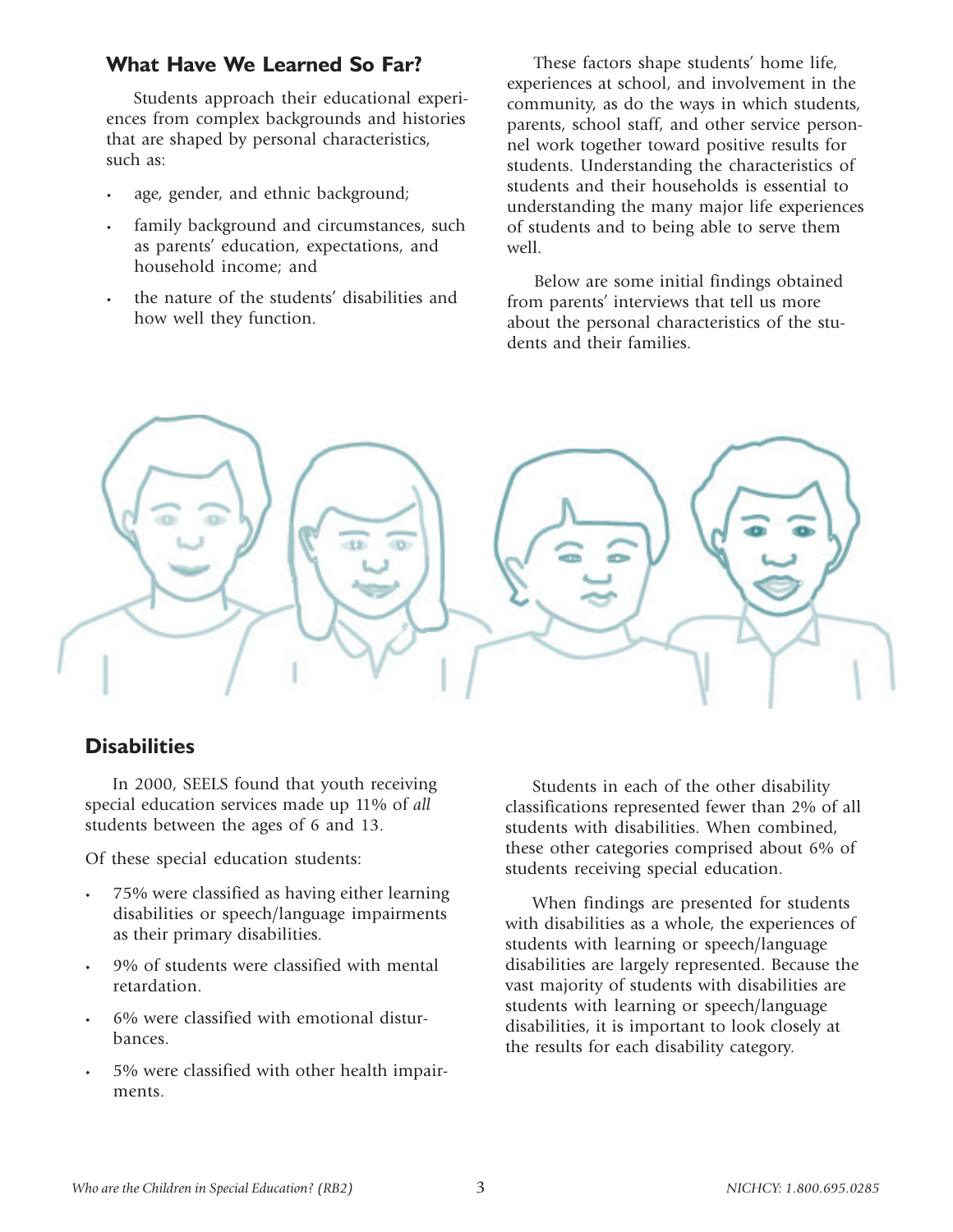## What Have We Learned So Far?

Students approach their educational experiences from complex backgrounds and histories that are shaped by personal characteristics, such as:

- age, gender, and ethnic background;
- family background and circumstances, such as parents' education, expectations, and household income; and
- the nature of the students' disabilities and how well they function.

These factors shape students' home life, experiences at school, and involvement in the community, as do the ways in which students, parents, school staff, and other service personnel work together toward positive results for students. Understanding the characteristics of students and their households is essential to understanding the many major life experiences of students and to being able to serve them well.

Below are some initial findings obtained from parents' interviews that tell us more about the personal characteristics of the students and their families.

## Disabilities

In 2000, SEELS found that youth receiving special education services made up 11% of *all* students between the ages of 6 and 13.

Of these special education students:

- 75% were classified as having either learning disabilities or speech/language impairments as their primary disabilities.
- 9% of students were classified with mental retardation.
- 6% were classified with emotional disturbances.
- 5% were classified with other health impairments.

Students in each of the other disability classifications represented fewer than 2% of all students with disabilities. When combined, these other categories comprised about 6% of students receiving special education.

When findings are presented for students with disabilities as a whole, the experiences of students with learning or speech/language disabilities are largely represented. Because the vast majority of students with disabilities are students with learning or speech/language disabilities, it is important to look closely at the results for each disability category.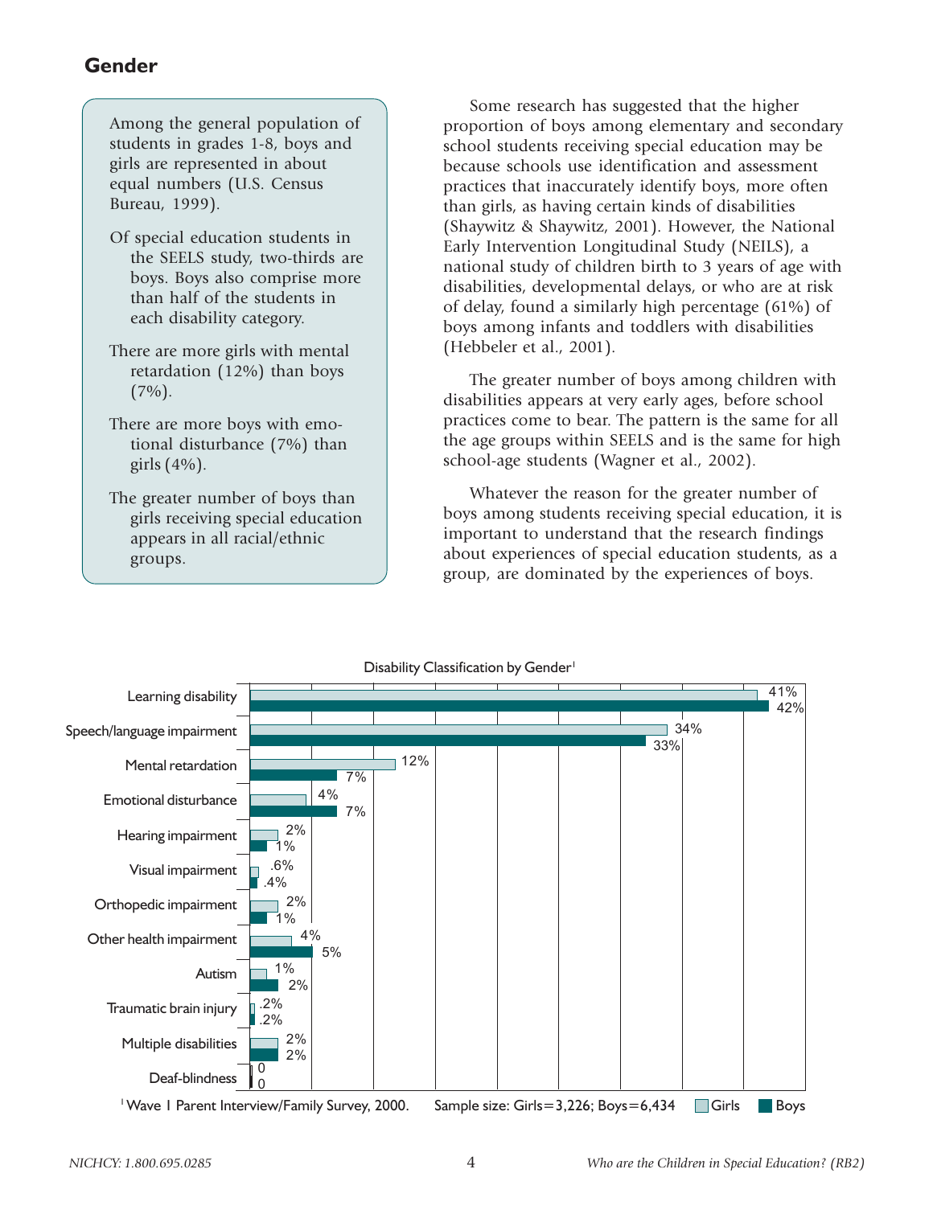## Gender

> Among the general population of students in grades 1-8, boys and girls are represented in about equal numbers (U.S. Census Bureau, 1999).
>
> Of special education students in the SEELS study, two-thirds are boys. Boys also comprise more than half of the students in each disability category.
>
> There are more girls with mental retardation (12%) than boys (7%).
>
> There are more boys with emotional disturbance (7%) than girls (4%).
>
> The greater number of boys than girls receiving special education appears in all racial/ethnic groups.

Some research has suggested that the higher proportion of boys among elementary and secondary school students receiving special education may be because schools use identification and assessment practices that inaccurately identify boys, more often than girls, as having certain kinds of disabilities (Shaywitz & Shaywitz, 2001). However, the National Early Intervention Longitudinal Study (NEILS), a national study of children birth to 3 years of age with disabilities, developmental delays, or who are at risk of delay, found a similarly high percentage (61%) of boys among infants and toddlers with disabilities (Hebbeler et al., 2001).

The greater number of boys among children with disabilities appears at very early ages, before school practices come to bear. The pattern is the same for all the age groups within SEELS and is the same for high school-age students (Wagner et al., 2002).

Whatever the reason for the greater number of boys among students receiving special education, it is important to understand that the research findings about experiences of special education students, as a group, are dominated by the experiences of boys.

**Disability Classification by Gender[1]**

| Disability | Girls | Boys |
|---|---|---|
| Learning disability | 41% | 42% |
| Speech/language impairment | 34% | 33% |
| Mental retardation | 12% | 7% |
| Emotional disturbance | 4% | 7% |
| Hearing impairment | 2% | 1% |
| Visual impairment | .6% | .4% |
| Orthopedic impairment | 2% | 1% |
| Other health impairment | 4% | 5% |
| Autism | 1% | 2% |
| Traumatic brain injury | .2% | .2% |
| Multiple disabilities | 2% | 2% |
| Deaf-blindness | 0 | 0 |

[1] Wave 1 Parent Interview/Family Survey, 2000. Sample size: Girls=3,226; Boys=6,434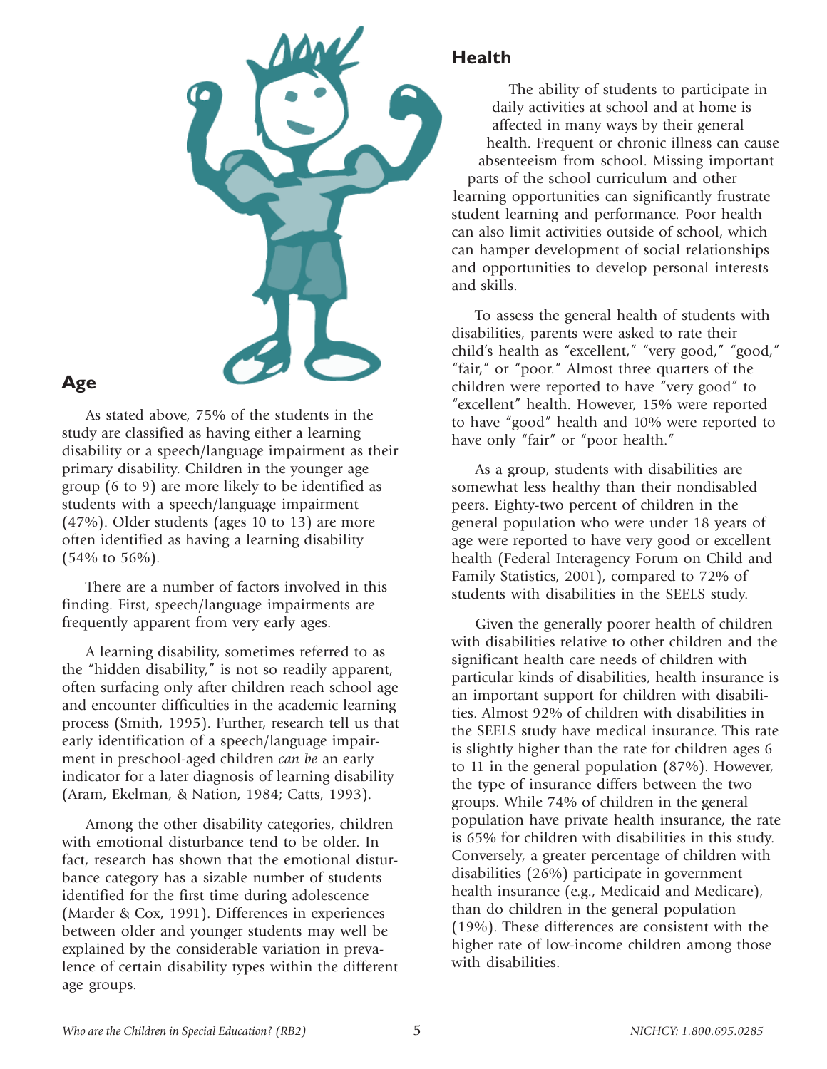## Age

As stated above, 75% of the students in the study are classified as having either a learning disability or a speech/language impairment as their primary disability. Children in the younger age group (6 to 9) are more likely to be identified as students with a speech/language impairment (47%). Older students (ages 10 to 13) are more often identified as having a learning disability (54% to 56%).

There are a number of factors involved in this finding. First, speech/language impairments are frequently apparent from very early ages.

A learning disability, sometimes referred to as the "hidden disability," is not so readily apparent, often surfacing only after children reach school age and encounter difficulties in the academic learning process (Smith, 1995). Further, research tell us that early identification of a speech/language impairment in preschool-aged children *can be* an early indicator for a later diagnosis of learning disability (Aram, Ekelman, & Nation, 1984; Catts, 1993).

Among the other disability categories, children with emotional disturbance tend to be older. In fact, research has shown that the emotional disturbance category has a sizable number of students identified for the first time during adolescence (Marder & Cox, 1991). Differences in experiences between older and younger students may well be explained by the considerable variation in prevalence of certain disability types within the different age groups.

## Health

The ability of students to participate in daily activities at school and at home is affected in many ways by their general health. Frequent or chronic illness can cause absenteeism from school. Missing important parts of the school curriculum and other learning opportunities can significantly frustrate student learning and performance. Poor health can also limit activities outside of school, which can hamper development of social relationships and opportunities to develop personal interests and skills.

To assess the general health of students with disabilities, parents were asked to rate their child's health as "excellent," "very good," "good," "fair," or "poor." Almost three quarters of the children were reported to have "very good" to "excellent" health. However, 15% were reported to have "good" health and 10% were reported to have only "fair" or "poor health."

As a group, students with disabilities are somewhat less healthy than their nondisabled peers. Eighty-two percent of children in the general population who were under 18 years of age were reported to have very good or excellent health (Federal Interagency Forum on Child and Family Statistics, 2001), compared to 72% of students with disabilities in the SEELS study.

Given the generally poorer health of children with disabilities relative to other children and the significant health care needs of children with particular kinds of disabilities, health insurance is an important support for children with disabilities. Almost 92% of children with disabilities in the SEELS study have medical insurance. This rate is slightly higher than the rate for children ages 6 to 11 in the general population (87%). However, the type of insurance differs between the two groups. While 74% of children in the general population have private health insurance, the rate is 65% for children with disabilities in this study. Conversely, a greater percentage of children with disabilities (26%) participate in government health insurance (e.g., Medicaid and Medicare), than do children in the general population (19%). These differences are consistent with the higher rate of low-income children among those with disabilities.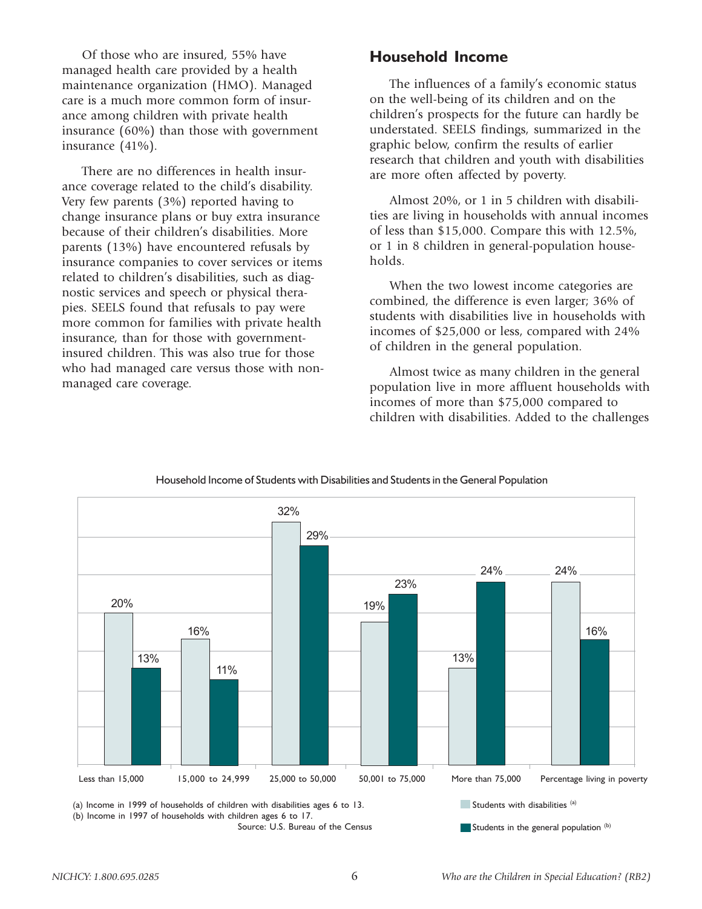Of those who are insured, 55% have managed health care provided by a health maintenance organization (HMO). Managed care is a much more common form of insurance among children with private health insurance (60%) than those with government insurance (41%).

There are no differences in health insurance coverage related to the child's disability. Very few parents (3%) reported having to change insurance plans or buy extra insurance because of their children's disabilities. More parents (13%) have encountered refusals by insurance companies to cover services or items related to children's disabilities, such as diagnostic services and speech or physical therapies. SEELS found that refusals to pay were more common for families with private health insurance, than for those with government-insured children. This was also true for those who had managed care versus those with non-managed care coverage.

## Household Income

The influences of a family's economic status on the well-being of its children and on the children's prospects for the future can hardly be understated. SEELS findings, summarized in the graphic below, confirm the results of earlier research that children and youth with disabilities are more often affected by poverty.

Almost 20%, or 1 in 5 children with disabilities are living in households with annual incomes of less than $15,000. Compare this with 12.5%, or 1 in 8 children in general-population households.

When the two lowest income categories are combined, the difference is even larger; 36% of students with disabilities live in households with incomes of $25,000 or less, compared with 24% of children in the general population.

Almost twice as many children in the general population live in more affluent households with incomes of more than $75,000 compared to children with disabilities. Added to the challenges

Household Income of Students with Disabilities and Students in the General Population

| | Less than 15,000 | 15,000 to 24,999 | 25,000 to 50,000 | 50,001 to 75,000 | More than 75,000 | Percentage living in poverty |
|---|---|---|---|---|---|---|
| Students with disabilities [a] | 20% | 16% | 32% | 19% | 13% | 24% |
| Students in the general population [b] | 13% | 11% | 29% | 23% | 24% | 16% |

(a) Income in 1999 of households of children with disabilities ages 6 to 13.
(b) Income in 1997 of households with children ages 6 to 17.
Source: U.S. Bureau of the Census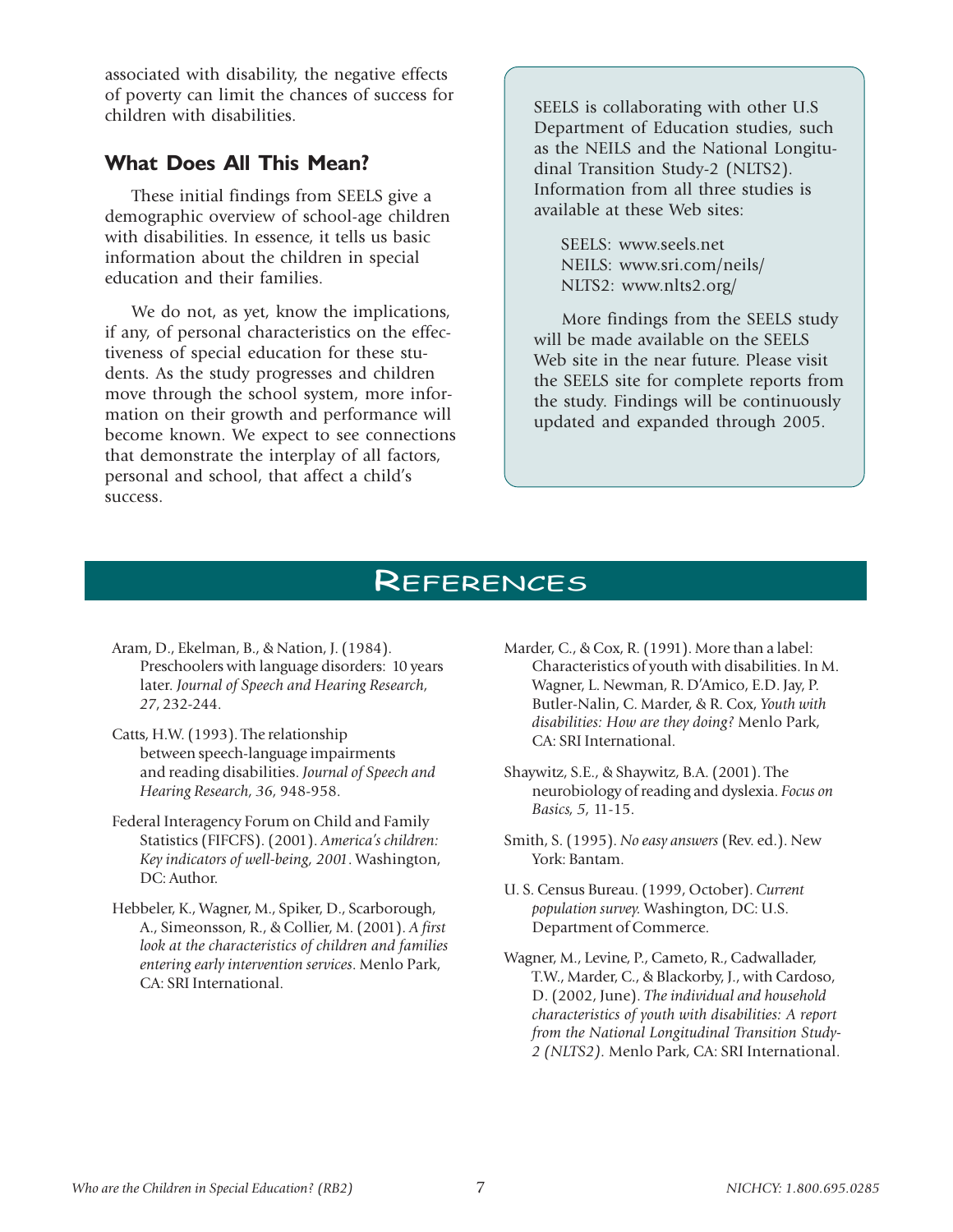associated with disability, the negative effects of poverty can limit the chances of success for children with disabilities.

## What Does All This Mean?

These initial findings from SEELS give a demographic overview of school-age children with disabilities. In essence, it tells us basic information about the children in special education and their families.

We do not, as yet, know the implications, if any, of personal characteristics on the effectiveness of special education for these students. As the study progresses and children move through the school system, more information on their growth and performance will become known. We expect to see connections that demonstrate the interplay of all factors, personal and school, that affect a child's success.

SEELS is collaborating with other U.S Department of Education studies, such as the NEILS and the National Longitudinal Transition Study-2 (NLTS2). Information from all three studies is available at these Web sites:

SEELS: www.seels.net
NEILS: www.sri.com/neils/
NLTS2: www.nlts2.org/

More findings from the SEELS study will be made available on the SEELS Web site in the near future. Please visit the SEELS site for complete reports from the study. Findings will be continuously updated and expanded through 2005.

# References

Aram, D., Ekelman, B., & Nation, J. (1984). Preschoolers with language disorders: 10 years later. *Journal of Speech and Hearing Research, 27*, 232-244.

Catts, H.W. (1993). The relationship between speech-language impairments and reading disabilities. *Journal of Speech and Hearing Research, 36,* 948-958.

Federal Interagency Forum on Child and Family Statistics (FIFCFS). (2001). *America's children: Key indicators of well-being, 2001*. Washington, DC: Author.

Hebbeler, K., Wagner, M., Spiker, D., Scarborough, A., Simeonsson, R., & Collier, M. (2001). *A first look at the characteristics of children and families entering early intervention services*. Menlo Park, CA: SRI International.

Marder, C., & Cox, R. (1991). More than a label: Characteristics of youth with disabilities. In M. Wagner, L. Newman, R. D'Amico, E.D. Jay, P. Butler-Nalin, C. Marder, & R. Cox, *Youth with disabilities: How are they doing?* Menlo Park, CA: SRI International.

Shaywitz, S.E., & Shaywitz, B.A. (2001). The neurobiology of reading and dyslexia. *Focus on Basics, 5,* 11-15.

Smith, S. (1995). *No easy answers* (Rev. ed.). New York: Bantam.

U. S. Census Bureau. (1999, October). *Current population survey.* Washington, DC: U.S. Department of Commerce.

Wagner, M., Levine, P., Cameto, R., Cadwallader, T.W., Marder, C., & Blackorby, J., with Cardoso, D. (2002, June). *The individual and household characteristics of youth with disabilities: A report from the National Longitudinal Transition Study-2 (NLTS2).* Menlo Park, CA: SRI International.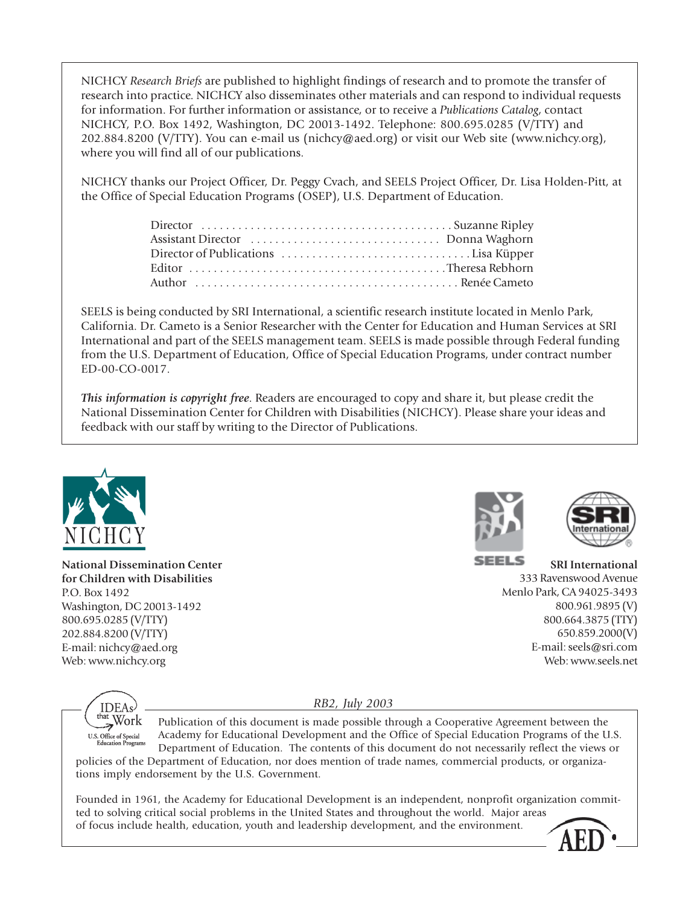NICHCY *Research Briefs* are published to highlight findings of research and to promote the transfer of research into practice. NICHCY also disseminates other materials and can respond to individual requests for information. For further information or assistance, or to receive a *Publications Catalog*, contact NICHCY, P.O. Box 1492, Washington, DC 20013-1492. Telephone: 800.695.0285 (V/TTY) and 202.884.8200 (V/TTY). You can e-mail us (nichcy@aed.org) or visit our Web site (www.nichcy.org), where you will find all of our publications.

NICHCY thanks our Project Officer, Dr. Peggy Cvach, and SEELS Project Officer, Dr. Lisa Holden-Pitt, at the Office of Special Education Programs (OSEP), U.S. Department of Education.

Director ........ Suzanne Ripley
Assistant Director ........ Donna Waghorn
Director of Publications ........ Lisa Küpper
Editor ........ Theresa Rebhorn
Author ........ Renée Cameto

SEELS is being conducted by SRI International, a scientific research institute located in Menlo Park, California. Dr. Cameto is a Senior Researcher with the Center for Education and Human Services at SRI International and part of the SEELS management team. SEELS is made possible through Federal funding from the U.S. Department of Education, Office of Special Education Programs, under contract number ED-00-CO-0017.

***This information is copyright free.*** Readers are encouraged to copy and share it, but please credit the National Dissemination Center for Children with Disabilities (NICHCY). Please share your ideas and feedback with our staff by writing to the Director of Publications.

NICHCY

**National Dissemination Center for Children with Disabilities**
P.O. Box 1492
Washington, DC 20013-1492
800.695.0285 (V/TTY)
202.884.8200 (V/TTY)
E-mail: nichcy@aed.org
Web: www.nichcy.org

SEELS

SRI International

**SRI International**
333 Ravenswood Avenue
Menlo Park, CA 94025-3493
800.961.9895 (V)
800.664.3875 (TTY)
650.859.2000(V)
E-mail: seels@sri.com
Web: www.seels.net

*RB2, July 2003*

IDEAs that Work
U.S. Office of Special Education Programs

Publication of this document is made possible through a Cooperative Agreement between the Academy for Educational Development and the Office of Special Education Programs of the U.S. Department of Education. The contents of this document do not necessarily reflect the views or policies of the Department of Education, nor does mention of trade names, commercial products, or organizations imply endorsement by the U.S. Government.

Founded in 1961, the Academy for Educational Development is an independent, nonprofit organization committed to solving critical social problems in the United States and throughout the world. Major areas of focus include health, education, youth and leadership development, and the environment.

AED